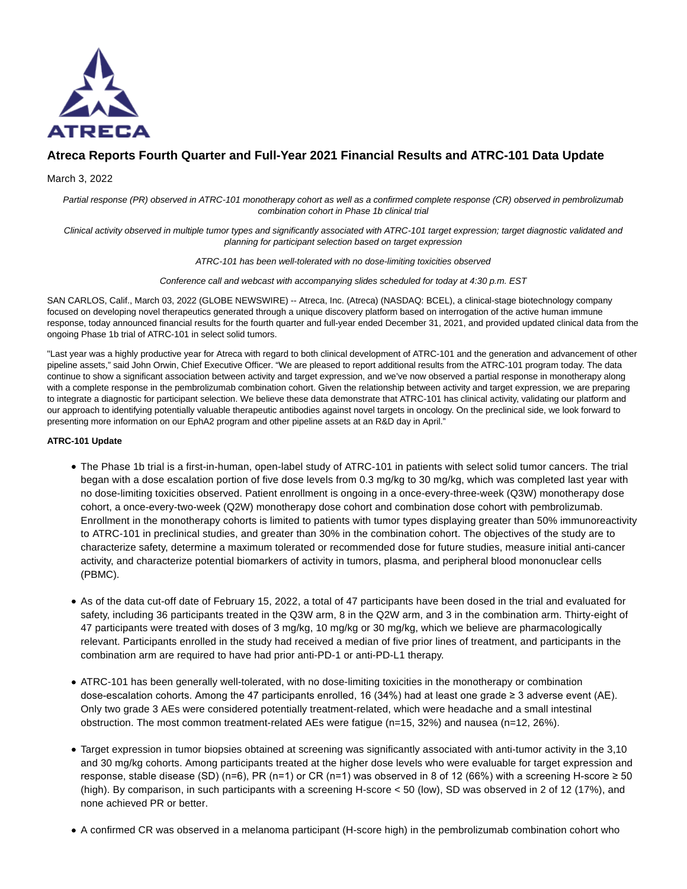# Atreca Reports Fourth Quarter and Full-Year 2021 Financial Results and ATRC-101 Data Update

March 3, 2022

*Partial response (PR) observed in ATRC-101 monotherapy cohort as well as a confirmed complete response (CR) observed in pembrolizumab combination cohort in Phase 1b clinical trial*

*Clinical activity observed in multiple tumor types and significantly associated with ATRC-101 target expression; target diagnostic validated and planning for participant selection based on target expression*

*ATRC-101 has been well-tolerated with no dose-limiting toxicities observed*

*Conference call and webcast with accompanying slides scheduled for today at 4:30 p.m. EST*

SAN CARLOS, Calif., March 03, 2022 (GLOBE NEWSWIRE) -- Atreca, Inc. (Atreca) (NASDAQ: BCEL), a clinical-stage biotechnology company focused on developing novel therapeutics generated through a unique discovery platform based on interrogation of the active human immune response, today announced financial results for the fourth quarter and full-year ended December 31, 2021, and provided updated clinical data from the ongoing Phase 1b trial of ATRC-101 in select solid tumors.

"Last year was a highly productive year for Atreca with regard to both clinical development of ATRC-101 and the generation and advancement of other pipeline assets," said John Orwin, Chief Executive Officer. "We are pleased to report additional results from the ATRC-101 program today. The data continue to show a significant association between activity and target expression, and we've now observed a partial response in monotherapy along with a complete response in the pembrolizumab combination cohort. Given the relationship between activity and target expression, we are preparing to integrate a diagnostic for participant selection. We believe these data demonstrate that ATRC-101 has clinical activity, validating our platform and our approach to identifying potentially valuable therapeutic antibodies against novel targets in oncology. On the preclinical side, we look forward to presenting more information on our EphA2 program and other pipeline assets at an R&D day in April."

**ATRC-101 Update**

- The Phase 1b trial is a first-in-human, open-label study of ATRC-101 in patients with select solid tumor cancers. The trial began with a dose escalation portion of five dose levels from 0.3 mg/kg to 30 mg/kg, which was completed last year with no dose-limiting toxicities observed. Patient enrollment is ongoing in a once-every-three-week (Q3W) monotherapy dose cohort, a once-every-two-week (Q2W) monotherapy dose cohort and combination dose cohort with pembrolizumab. Enrollment in the monotherapy cohorts is limited to patients with tumor types displaying greater than 50% immunoreactivity to ATRC-101 in preclinical studies, and greater than 30% in the combination cohort. The objectives of the study are to characterize safety, determine a maximum tolerated or recommended dose for future studies, measure initial anti-cancer activity, and characterize potential biomarkers of activity in tumors, plasma, and peripheral blood mononuclear cells (PBMC).

- As of the data cut-off date of February 15, 2022, a total of 47 participants have been dosed in the trial and evaluated for safety, including 36 participants treated in the Q3W arm, 8 in the Q2W arm, and 3 in the combination arm. Thirty-eight of 47 participants were treated with doses of 3 mg/kg, 10 mg/kg or 30 mg/kg, which we believe are pharmacologically relevant. Participants enrolled in the study had received a median of five prior lines of treatment, and participants in the combination arm are required to have had prior anti-PD-1 or anti-PD-L1 therapy.

- ATRC-101 has been generally well-tolerated, with no dose-limiting toxicities in the monotherapy or combination dose-escalation cohorts. Among the 47 participants enrolled, 16 (34%) had at least one grade ≥ 3 adverse event (AE). Only two grade 3 AEs were considered potentially treatment-related, which were headache and a small intestinal obstruction. The most common treatment-related AEs were fatigue (n=15, 32%) and nausea (n=12, 26%).

- Target expression in tumor biopsies obtained at screening was significantly associated with anti-tumor activity in the 3,10 and 30 mg/kg cohorts. Among participants treated at the higher dose levels who were evaluable for target expression and response, stable disease (SD) (n=6), PR (n=1) or CR (n=1) was observed in 8 of 12 (66%) with a screening H-score ≥ 50 (high). By comparison, in such participants with a screening H-score < 50 (low), SD was observed in 2 of 12 (17%), and none achieved PR or better.

- A confirmed CR was observed in a melanoma participant (H-score high) in the pembrolizumab combination cohort who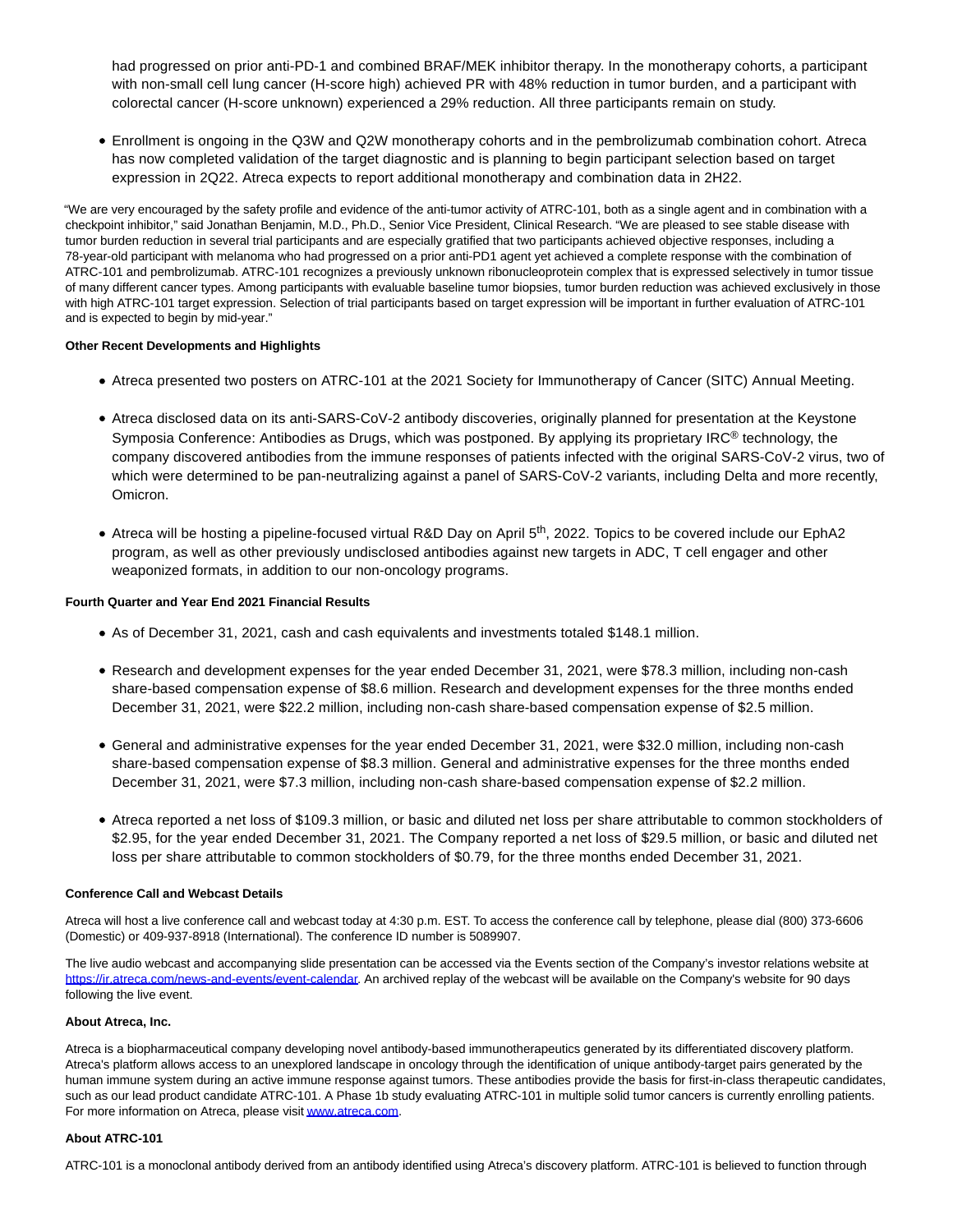had progressed on prior anti-PD-1 and combined BRAF/MEK inhibitor therapy. In the monotherapy cohorts, a participant with non-small cell lung cancer (H-score high) achieved PR with 48% reduction in tumor burden, and a participant with colorectal cancer (H-score unknown) experienced a 29% reduction. All three participants remain on study.

- Enrollment is ongoing in the Q3W and Q2W monotherapy cohorts and in the pembrolizumab combination cohort. Atreca has now completed validation of the target diagnostic and is planning to begin participant selection based on target expression in 2Q22. Atreca expects to report additional monotherapy and combination data in 2H22.

"We are very encouraged by the safety profile and evidence of the anti-tumor activity of ATRC-101, both as a single agent and in combination with a checkpoint inhibitor," said Jonathan Benjamin, M.D., Ph.D., Senior Vice President, Clinical Research. "We are pleased to see stable disease with tumor burden reduction in several trial participants and are especially gratified that two participants achieved objective responses, including a 78-year-old participant with melanoma who had progressed on a prior anti-PD1 agent yet achieved a complete response with the combination of ATRC-101 and pembrolizumab. ATRC-101 recognizes a previously unknown ribonucleoprotein complex that is expressed selectively in tumor tissue of many different cancer types. Among participants with evaluable baseline tumor biopsies, tumor burden reduction was achieved exclusively in those with high ATRC-101 target expression. Selection of trial participants based on target expression will be important in further evaluation of ATRC-101 and is expected to begin by mid-year."

**Other Recent Developments and Highlights**

- Atreca presented two posters on ATRC-101 at the 2021 Society for Immunotherapy of Cancer (SITC) Annual Meeting.
- Atreca disclosed data on its anti-SARS-CoV-2 antibody discoveries, originally planned for presentation at the Keystone Symposia Conference: Antibodies as Drugs, which was postponed. By applying its proprietary IRC® technology, the company discovered antibodies from the immune responses of patients infected with the original SARS-CoV-2 virus, two of which were determined to be pan-neutralizing against a panel of SARS-CoV-2 variants, including Delta and more recently, Omicron.
- Atreca will be hosting a pipeline-focused virtual R&D Day on April 5th, 2022. Topics to be covered include our EphA2 program, as well as other previously undisclosed antibodies against new targets in ADC, T cell engager and other weaponized formats, in addition to our non-oncology programs.

**Fourth Quarter and Year End 2021 Financial Results**

- As of December 31, 2021, cash and cash equivalents and investments totaled $148.1 million.
- Research and development expenses for the year ended December 31, 2021, were $78.3 million, including non-cash share-based compensation expense of $8.6 million. Research and development expenses for the three months ended December 31, 2021, were $22.2 million, including non-cash share-based compensation expense of $2.5 million.
- General and administrative expenses for the year ended December 31, 2021, were $32.0 million, including non-cash share-based compensation expense of $8.3 million. General and administrative expenses for the three months ended December 31, 2021, were $7.3 million, including non-cash share-based compensation expense of $2.2 million.
- Atreca reported a net loss of $109.3 million, or basic and diluted net loss per share attributable to common stockholders of $2.95, for the year ended December 31, 2021. The Company reported a net loss of $29.5 million, or basic and diluted net loss per share attributable to common stockholders of $0.79, for the three months ended December 31, 2021.

**Conference Call and Webcast Details**

Atreca will host a live conference call and webcast today at 4:30 p.m. EST. To access the conference call by telephone, please dial (800) 373-6606 (Domestic) or 409-937-8918 (International). The conference ID number is 5089907.

The live audio webcast and accompanying slide presentation can be accessed via the Events section of the Company's investor relations website at https://ir.atreca.com/news-and-events/event-calendar. An archived replay of the webcast will be available on the Company's website for 90 days following the live event.

**About Atreca, Inc.**

Atreca is a biopharmaceutical company developing novel antibody-based immunotherapeutics generated by its differentiated discovery platform. Atreca's platform allows access to an unexplored landscape in oncology through the identification of unique antibody-target pairs generated by the human immune system during an active immune response against tumors. These antibodies provide the basis for first-in-class therapeutic candidates, such as our lead product candidate ATRC-101. A Phase 1b study evaluating ATRC-101 in multiple solid tumor cancers is currently enrolling patients. For more information on Atreca, please visit www.atreca.com.

**About ATRC-101**

ATRC-101 is a monoclonal antibody derived from an antibody identified using Atreca's discovery platform. ATRC-101 is believed to function through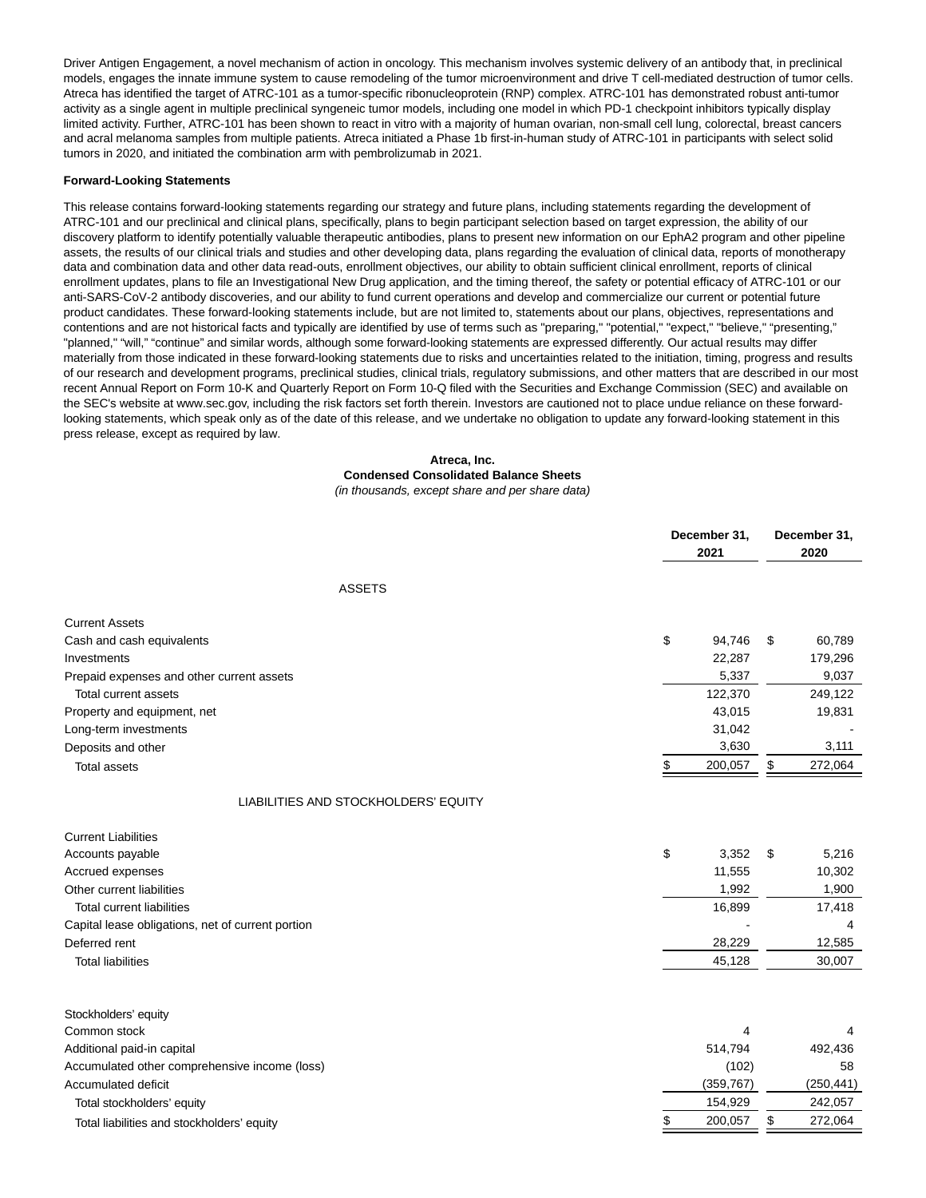Driver Antigen Engagement, a novel mechanism of action in oncology. This mechanism involves systemic delivery of an antibody that, in preclinical models, engages the innate immune system to cause remodeling of the tumor microenvironment and drive T cell-mediated destruction of tumor cells. Atreca has identified the target of ATRC-101 as a tumor-specific ribonucleoprotein (RNP) complex. ATRC-101 has demonstrated robust anti-tumor activity as a single agent in multiple preclinical syngeneic tumor models, including one model in which PD-1 checkpoint inhibitors typically display limited activity. Further, ATRC-101 has been shown to react in vitro with a majority of human ovarian, non-small cell lung, colorectal, breast cancers and acral melanoma samples from multiple patients. Atreca initiated a Phase 1b first-in-human study of ATRC-101 in participants with select solid tumors in 2020, and initiated the combination arm with pembrolizumab in 2021.

**Forward-Looking Statements**

This release contains forward-looking statements regarding our strategy and future plans, including statements regarding the development of ATRC-101 and our preclinical and clinical plans, specifically, plans to begin participant selection based on target expression, the ability of our discovery platform to identify potentially valuable therapeutic antibodies, plans to present new information on our EphA2 program and other pipeline assets, the results of our clinical trials and studies and other developing data, plans regarding the evaluation of clinical data, reports of monotherapy data and combination data and other data read-outs, enrollment objectives, our ability to obtain sufficient clinical enrollment, reports of clinical enrollment updates, plans to file an Investigational New Drug application, and the timing thereof, the safety or potential efficacy of ATRC-101 or our anti-SARS-CoV-2 antibody discoveries, and our ability to fund current operations and develop and commercialize our current or potential future product candidates. These forward-looking statements include, but are not limited to, statements about our plans, objectives, representations and contentions and are not historical facts and typically are identified by use of terms such as "preparing," "potential," "expect," "believe," "presenting," "planned," "will," "continue" and similar words, although some forward-looking statements are expressed differently. Our actual results may differ materially from those indicated in these forward-looking statements due to risks and uncertainties related to the initiation, timing, progress and results of our research and development programs, preclinical studies, clinical trials, regulatory submissions, and other matters that are described in our most recent Annual Report on Form 10-K and Quarterly Report on Form 10-Q filed with the Securities and Exchange Commission (SEC) and available on the SEC's website at www.sec.gov, including the risk factors set forth therein. Investors are cautioned not to place undue reliance on these forward-looking statements, which speak only as of the date of this release, and we undertake no obligation to update any forward-looking statement in this press release, except as required by law.

**Atreca, Inc.**
**Condensed Consolidated Balance Sheets**
*(in thousands, except share and per share data)*

| | December 31, 2021 | December 31, 2020 |
|---|---|---|
| **ASSETS** | | |
| Current Assets | | |
| Cash and cash equivalents | $ 94,746 | $ 60,789 |
| Investments | 22,287 | 179,296 |
| Prepaid expenses and other current assets | 5,337 | 9,037 |
| Total current assets | 122,370 | 249,122 |
| Property and equipment, net | 43,015 | 19,831 |
| Long-term investments | 31,042 | - |
| Deposits and other | 3,630 | 3,111 |
| Total assets | $ 200,057 | $ 272,064 |
| **LIABILITIES AND STOCKHOLDERS' EQUITY** | | |
| Current Liabilities | | |
| Accounts payable | $ 3,352 | $ 5,216 |
| Accrued expenses | 11,555 | 10,302 |
| Other current liabilities | 1,992 | 1,900 |
| Total current liabilities | 16,899 | 17,418 |
| Capital lease obligations, net of current portion | - | 4 |
| Deferred rent | 28,229 | 12,585 |
| Total liabilities | 45,128 | 30,007 |
| Stockholders' equity | | |
| Common stock | 4 | 4 |
| Additional paid-in capital | 514,794 | 492,436 |
| Accumulated other comprehensive income (loss) | (102) | 58 |
| Accumulated deficit | (359,767) | (250,441) |
| Total stockholders' equity | 154,929 | 242,057 |
| Total liabilities and stockholders' equity | $ 200,057 | $ 272,064 |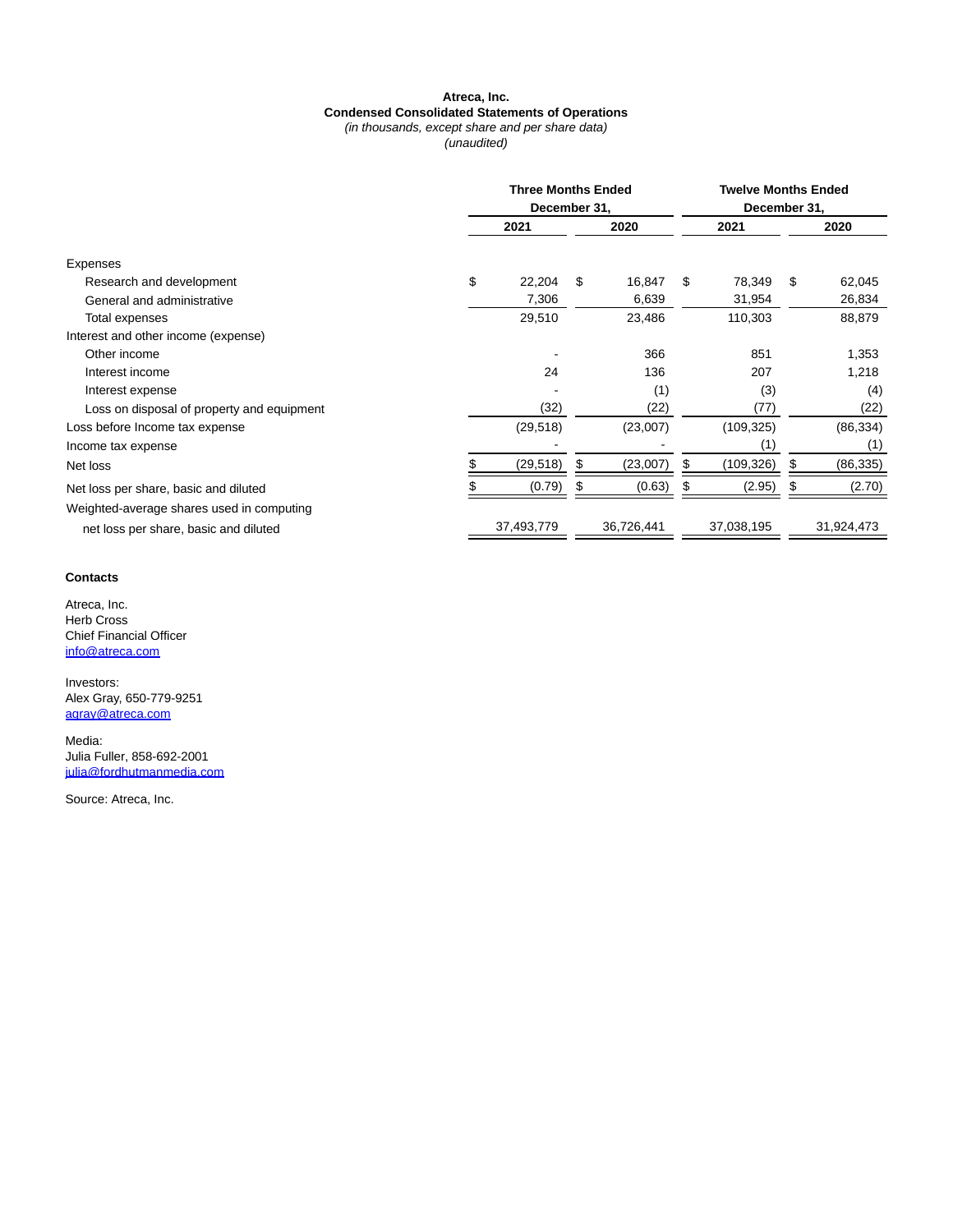**Atreca, Inc.**
**Condensed Consolidated Statements of Operations**
*(in thousands, except share and per share data)*
*(unaudited)*

| | Three Months Ended December 31, | | Twelve Months Ended December 31, | |
|---|---|---|---|---|
| | 2021 | 2020 | 2021 | 2020 |
| Expenses | | | | |
| Research and development | $ 22,204 | $ 16,847 | $ 78,349 | $ 62,045 |
| General and administrative | 7,306 | 6,639 | 31,954 | 26,834 |
| Total expenses | 29,510 | 23,486 | 110,303 | 88,879 |
| Interest and other income (expense) | | | | |
| Other income | - | 366 | 851 | 1,353 |
| Interest income | 24 | 136 | 207 | 1,218 |
| Interest expense | - | (1) | (3) | (4) |
| Loss on disposal of property and equipment | (32) | (22) | (77) | (22) |
| Loss before Income tax expense | (29,518) | (23,007) | (109,325) | (86,334) |
| Income tax expense | - | - | (1) | (1) |
| Net loss | $ (29,518) | $ (23,007) | $ (109,326) | $ (86,335) |
| Net loss per share, basic and diluted | $ (0.79) | $ (0.63) | $ (2.95) | $ (2.70) |
| Weighted-average shares used in computing net loss per share, basic and diluted | 37,493,779 | 36,726,441 | 37,038,195 | 31,924,473 |

**Contacts**

Atreca, Inc.
Herb Cross
Chief Financial Officer
info@atreca.com

Investors:
Alex Gray, 650-779-9251
agray@atreca.com

Media:
Julia Fuller, 858-692-2001
julia@fordhutmanmedia.com

Source: Atreca, Inc.